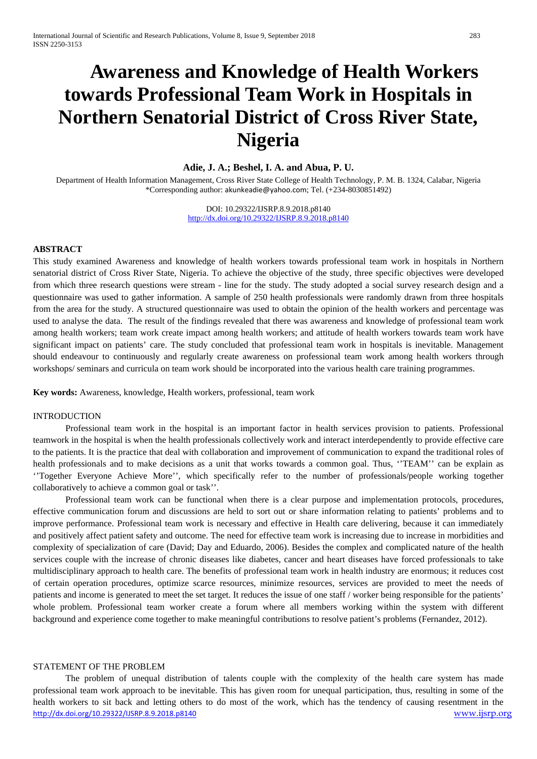# Awareness and Knowledge of Health Workers towards Professional Team Work in Hospitals in Northern Senatorial District of Cross River State, Nigeria

**Adie, J. A.; Beshel, I. A. and Abua, P. U.**

Department of Health Information Management, Cross River State College of Health Technology, P. M. B. 1324, Calabar, Nigeria
*Corresponding author: akunkeadie@yahoo.com; Tel. (+234-8030851492)

DOI: 10.29322/IJSRP.8.9.2018.p8140
http://dx.doi.org/10.29322/IJSRP.8.9.2018.p8140

## ABSTRACT

This study examined Awareness and knowledge of health workers towards professional team work in hospitals in Northern senatorial district of Cross River State, Nigeria. To achieve the objective of the study, three specific objectives were developed from which three research questions were stream - line for the study. The study adopted a social survey research design and a questionnaire was used to gather information. A sample of 250 health professionals were randomly drawn from three hospitals from the area for the study. A structured questionnaire was used to obtain the opinion of the health workers and percentage was used to analyse the data. The result of the findings revealed that there was awareness and knowledge of professional team work among health workers; team work create impact among health workers; and attitude of health workers towards team work have significant impact on patients' care. The study concluded that professional team work in hospitals is inevitable. Management should endeavour to continuously and regularly create awareness on professional team work among health workers through workshops/ seminars and curricula on team work should be incorporated into the various health care training programmes.

**Key words:** Awareness, knowledge, Health workers, professional, team work

## INTRODUCTION

Professional team work in the hospital is an important factor in health services provision to patients. Professional teamwork in the hospital is when the health professionals collectively work and interact interdependently to provide effective care to the patients. It is the practice that deal with collaboration and improvement of communication to expand the traditional roles of health professionals and to make decisions as a unit that works towards a common goal. Thus, ''TEAM'' can be explain as ''Together Everyone Achieve More'', which specifically refer to the number of professionals/people working together collaboratively to achieve a common goal or task''.

Professional team work can be functional when there is a clear purpose and implementation protocols, procedures, effective communication forum and discussions are held to sort out or share information relating to patients' problems and to improve performance. Professional team work is necessary and effective in Health care delivering, because it can immediately and positively affect patient safety and outcome. The need for effective team work is increasing due to increase in morbidities and complexity of specialization of care (David; Day and Eduardo, 2006). Besides the complex and complicated nature of the health services couple with the increase of chronic diseases like diabetes, cancer and heart diseases have forced professionals to take multidisciplinary approach to health care. The benefits of professional team work in health industry are enormous; it reduces cost of certain operation procedures, optimize scarce resources, minimize resources, services are provided to meet the needs of patients and income is generated to meet the set target. It reduces the issue of one staff / worker being responsible for the patients' whole problem. Professional team worker create a forum where all members working within the system with different background and experience come together to make meaningful contributions to resolve patient's problems (Fernandez, 2012).

## STATEMENT OF THE PROBLEM

The problem of unequal distribution of talents couple with the complexity of the health care system has made professional team work approach to be inevitable. This has given room for unequal participation, thus, resulting in some of the health workers to sit back and letting others to do most of the work, which has the tendency of causing resentment in the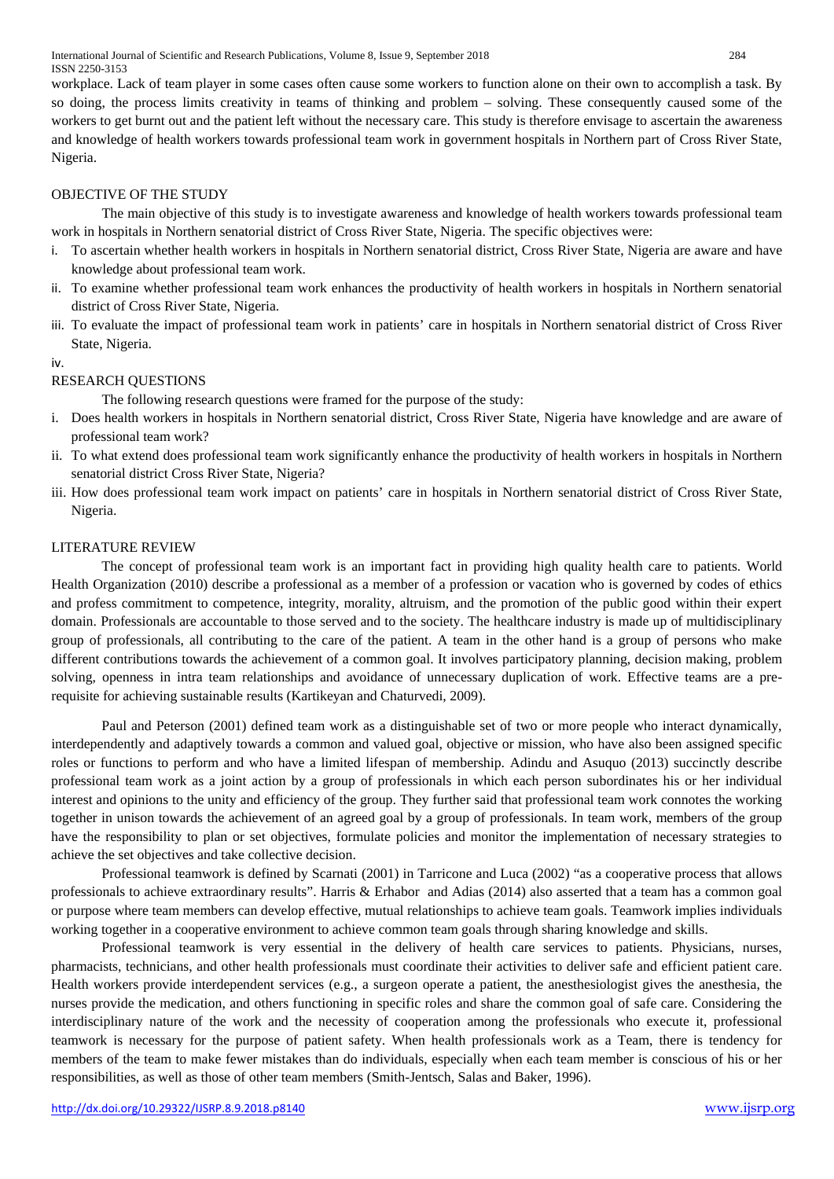workplace. Lack of team player in some cases often cause some workers to function alone on their own to accomplish a task. By so doing, the process limits creativity in teams of thinking and problem – solving. These consequently caused some of the workers to get burnt out and the patient left without the necessary care. This study is therefore envisage to ascertain the awareness and knowledge of health workers towards professional team work in government hospitals in Northern part of Cross River State, Nigeria.

## OBJECTIVE OF THE STUDY

The main objective of this study is to investigate awareness and knowledge of health workers towards professional team work in hospitals in Northern senatorial district of Cross River State, Nigeria. The specific objectives were:

i. To ascertain whether health workers in hospitals in Northern senatorial district, Cross River State, Nigeria are aware and have knowledge about professional team work.
ii. To examine whether professional team work enhances the productivity of health workers in hospitals in Northern senatorial district of Cross River State, Nigeria.
iii. To evaluate the impact of professional team work in patients' care in hospitals in Northern senatorial district of Cross River State, Nigeria.
iv.

## RESEARCH QUESTIONS

The following research questions were framed for the purpose of the study:

i. Does health workers in hospitals in Northern senatorial district, Cross River State, Nigeria have knowledge and are aware of professional team work?
ii. To what extend does professional team work significantly enhance the productivity of health workers in hospitals in Northern senatorial district Cross River State, Nigeria?
iii. How does professional team work impact on patients' care in hospitals in Northern senatorial district of Cross River State, Nigeria.

## LITERATURE REVIEW

The concept of professional team work is an important fact in providing high quality health care to patients. World Health Organization (2010) describe a professional as a member of a profession or vacation who is governed by codes of ethics and profess commitment to competence, integrity, morality, altruism, and the promotion of the public good within their expert domain. Professionals are accountable to those served and to the society. The healthcare industry is made up of multidisciplinary group of professionals, all contributing to the care of the patient. A team in the other hand is a group of persons who make different contributions towards the achievement of a common goal. It involves participatory planning, decision making, problem solving, openness in intra team relationships and avoidance of unnecessary duplication of work. Effective teams are a pre-requisite for achieving sustainable results (Kartikeyan and Chaturvedi, 2009).

Paul and Peterson (2001) defined team work as a distinguishable set of two or more people who interact dynamically, interdependently and adaptively towards a common and valued goal, objective or mission, who have also been assigned specific roles or functions to perform and who have a limited lifespan of membership. Adindu and Asuquo (2013) succinctly describe professional team work as a joint action by a group of professionals in which each person subordinates his or her individual interest and opinions to the unity and efficiency of the group. They further said that professional team work connotes the working together in unison towards the achievement of an agreed goal by a group of professionals. In team work, members of the group have the responsibility to plan or set objectives, formulate policies and monitor the implementation of necessary strategies to achieve the set objectives and take collective decision.

Professional teamwork is defined by Scarnati (2001) in Tarricone and Luca (2002) "as a cooperative process that allows professionals to achieve extraordinary results". Harris & Erhabor and Adias (2014) also asserted that a team has a common goal or purpose where team members can develop effective, mutual relationships to achieve team goals. Teamwork implies individuals working together in a cooperative environment to achieve common team goals through sharing knowledge and skills.

Professional teamwork is very essential in the delivery of health care services to patients. Physicians, nurses, pharmacists, technicians, and other health professionals must coordinate their activities to deliver safe and efficient patient care. Health workers provide interdependent services (e.g., a surgeon operate a patient, the anesthesiologist gives the anesthesia, the nurses provide the medication, and others functioning in specific roles and share the common goal of safe care. Considering the interdisciplinary nature of the work and the necessity of cooperation among the professionals who execute it, professional teamwork is necessary for the purpose of patient safety. When health professionals work as a Team, there is tendency for members of the team to make fewer mistakes than do individuals, especially when each team member is conscious of his or her responsibilities, as well as those of other team members (Smith-Jentsch, Salas and Baker, 1996).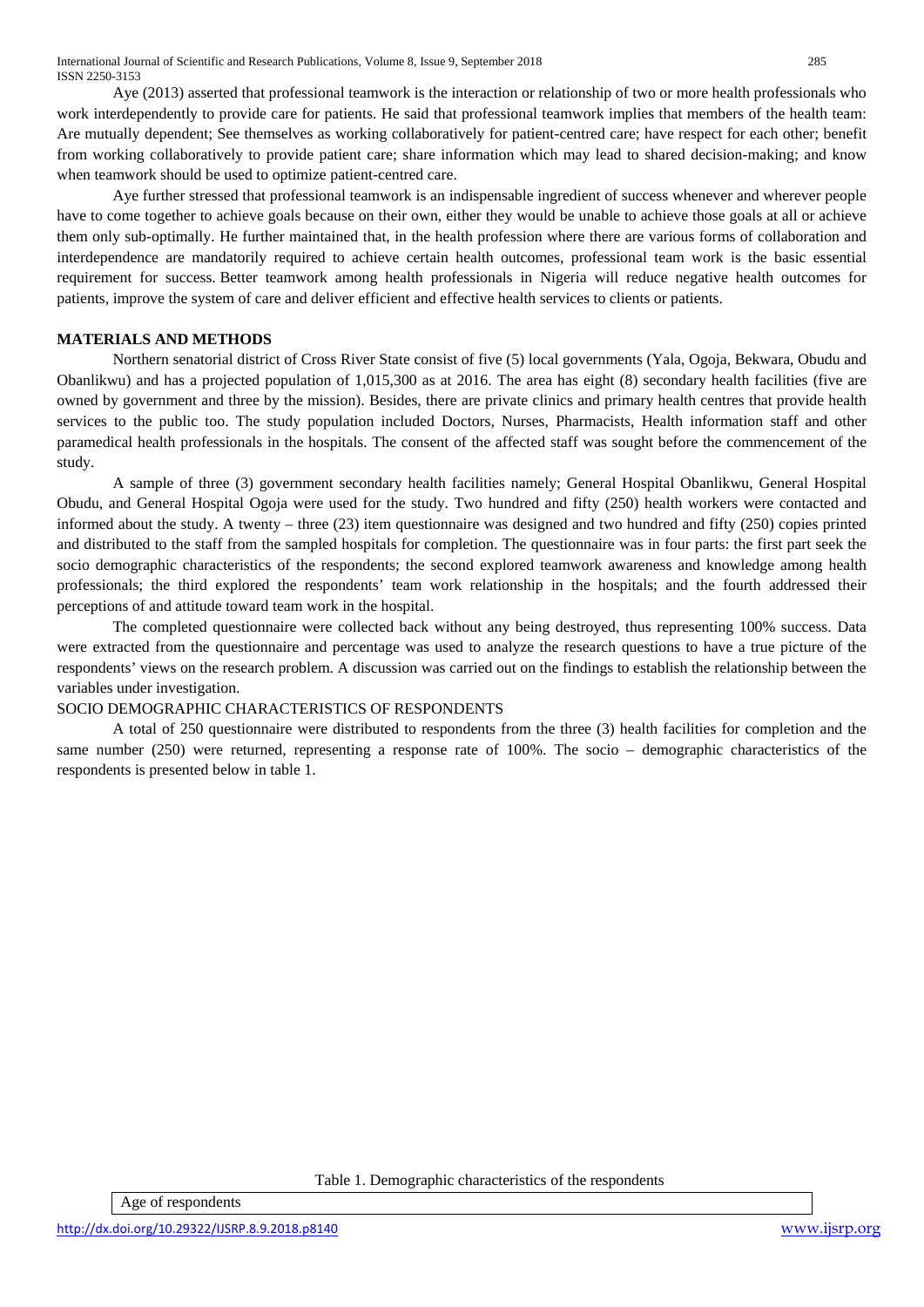Aye (2013) asserted that professional teamwork is the interaction or relationship of two or more health professionals who work interdependently to provide care for patients. He said that professional teamwork implies that members of the health team: Are mutually dependent; See themselves as working collaboratively for patient-centred care; have respect for each other; benefit from working collaboratively to provide patient care; share information which may lead to shared decision-making; and know when teamwork should be used to optimize patient-centred care.

Aye further stressed that professional teamwork is an indispensable ingredient of success whenever and wherever people have to come together to achieve goals because on their own, either they would be unable to achieve those goals at all or achieve them only sub-optimally. He further maintained that, in the health profession where there are various forms of collaboration and interdependence are mandatorily required to achieve certain health outcomes, professional team work is the basic essential requirement for success. Better teamwork among health professionals in Nigeria will reduce negative health outcomes for patients, improve the system of care and deliver efficient and effective health services to clients or patients.

## MATERIALS AND METHODS

Northern senatorial district of Cross River State consist of five (5) local governments (Yala, Ogoja, Bekwara, Obudu and Obanlikwu) and has a projected population of 1,015,300 as at 2016. The area has eight (8) secondary health facilities (five are owned by government and three by the mission). Besides, there are private clinics and primary health centres that provide health services to the public too. The study population included Doctors, Nurses, Pharmacists, Health information staff and other paramedical health professionals in the hospitals. The consent of the affected staff was sought before the commencement of the study.

A sample of three (3) government secondary health facilities namely; General Hospital Obanlikwu, General Hospital Obudu, and General Hospital Ogoja were used for the study. Two hundred and fifty (250) health workers were contacted and informed about the study. A twenty – three (23) item questionnaire was designed and two hundred and fifty (250) copies printed and distributed to the staff from the sampled hospitals for completion. The questionnaire was in four parts: the first part seek the socio demographic characteristics of the respondents; the second explored teamwork awareness and knowledge among health professionals; the third explored the respondents' team work relationship in the hospitals; and the fourth addressed their perceptions of and attitude toward team work in the hospital.

The completed questionnaire were collected back without any being destroyed, thus representing 100% success. Data were extracted from the questionnaire and percentage was used to analyze the research questions to have a true picture of the respondents' views on the research problem. A discussion was carried out on the findings to establish the relationship between the variables under investigation.

### SOCIO DEMOGRAPHIC CHARACTERISTICS OF RESPONDENTS

A total of 250 questionnaire were distributed to respondents from the three (3) health facilities for completion and the same number (250) were returned, representing a response rate of 100%. The socio – demographic characteristics of the respondents is presented below in table 1.

Table 1. Demographic characteristics of the respondents

| Age of respondents |
| --- |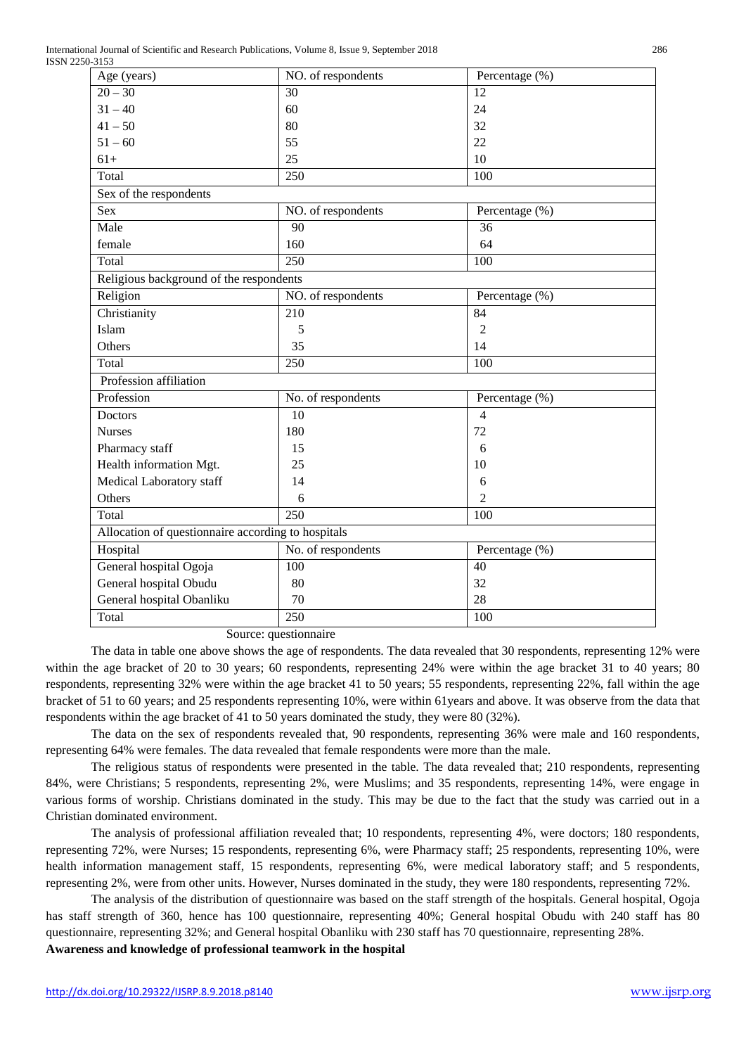| Age (years) | NO. of respondents | Percentage (%) |
|---|---|---|
| 20 – 30 | 30 | 12 |
| 31 – 40 | 60 | 24 |
| 41 – 50 | 80 | 32 |
| 51 – 60 | 55 | 22 |
| 61+ | 25 | 10 |
| Total | 250 | 100 |
| Sex of the respondents | | |
| Sex | NO. of respondents | Percentage (%) |
| Male | 90 | 36 |
| female | 160 | 64 |
| Total | 250 | 100 |
| Religious background of the respondents | | |
| Religion | NO. of respondents | Percentage (%) |
| Christianity | 210 | 84 |
| Islam | 5 | 2 |
| Others | 35 | 14 |
| Total | 250 | 100 |
| Profession affiliation | | |
| Profession | No. of respondents | Percentage (%) |
| Doctors | 10 | 4 |
| Nurses | 180 | 72 |
| Pharmacy staff | 15 | 6 |
| Health information Mgt. | 25 | 10 |
| Medical Laboratory staff | 14 | 6 |
| Others | 6 | 2 |
| Total | 250 | 100 |
| Allocation of questionnaire according to hospitals | | |
| Hospital | No. of respondents | Percentage (%) |
| General hospital Ogoja | 100 | 40 |
| General hospital Obudu | 80 | 32 |
| General hospital Obanliku | 70 | 28 |
| Total | 250 | 100 |

Source: questionnaire

The data in table one above shows the age of respondents. The data revealed that 30 respondents, representing 12% were within the age bracket of 20 to 30 years; 60 respondents, representing 24% were within the age bracket 31 to 40 years; 80 respondents, representing 32% were within the age bracket 41 to 50 years; 55 respondents, representing 22%, fall within the age bracket of 51 to 60 years; and 25 respondents representing 10%, were within 61years and above. It was observe from the data that respondents within the age bracket of 41 to 50 years dominated the study, they were 80 (32%).

The data on the sex of respondents revealed that, 90 respondents, representing 36% were male and 160 respondents, representing 64% were females. The data revealed that female respondents were more than the male.

The religious status of respondents were presented in the table. The data revealed that; 210 respondents, representing 84%, were Christians; 5 respondents, representing 2%, were Muslims; and 35 respondents, representing 14%, were engage in various forms of worship. Christians dominated in the study. This may be due to the fact that the study was carried out in a Christian dominated environment.

The analysis of professional affiliation revealed that; 10 respondents, representing 4%, were doctors; 180 respondents, representing 72%, were Nurses; 15 respondents, representing 6%, were Pharmacy staff; 25 respondents, representing 10%, were health information management staff, 15 respondents, representing 6%, were medical laboratory staff; and 5 respondents, representing 2%, were from other units. However, Nurses dominated in the study, they were 180 respondents, representing 72%.

The analysis of the distribution of questionnaire was based on the staff strength of the hospitals. General hospital, Ogoja has staff strength of 360, hence has 100 questionnaire, representing 40%; General hospital Obudu with 240 staff has 80 questionnaire, representing 32%; and General hospital Obanliku with 230 staff has 70 questionnaire, representing 28%.

**Awareness and knowledge of professional teamwork in the hospital**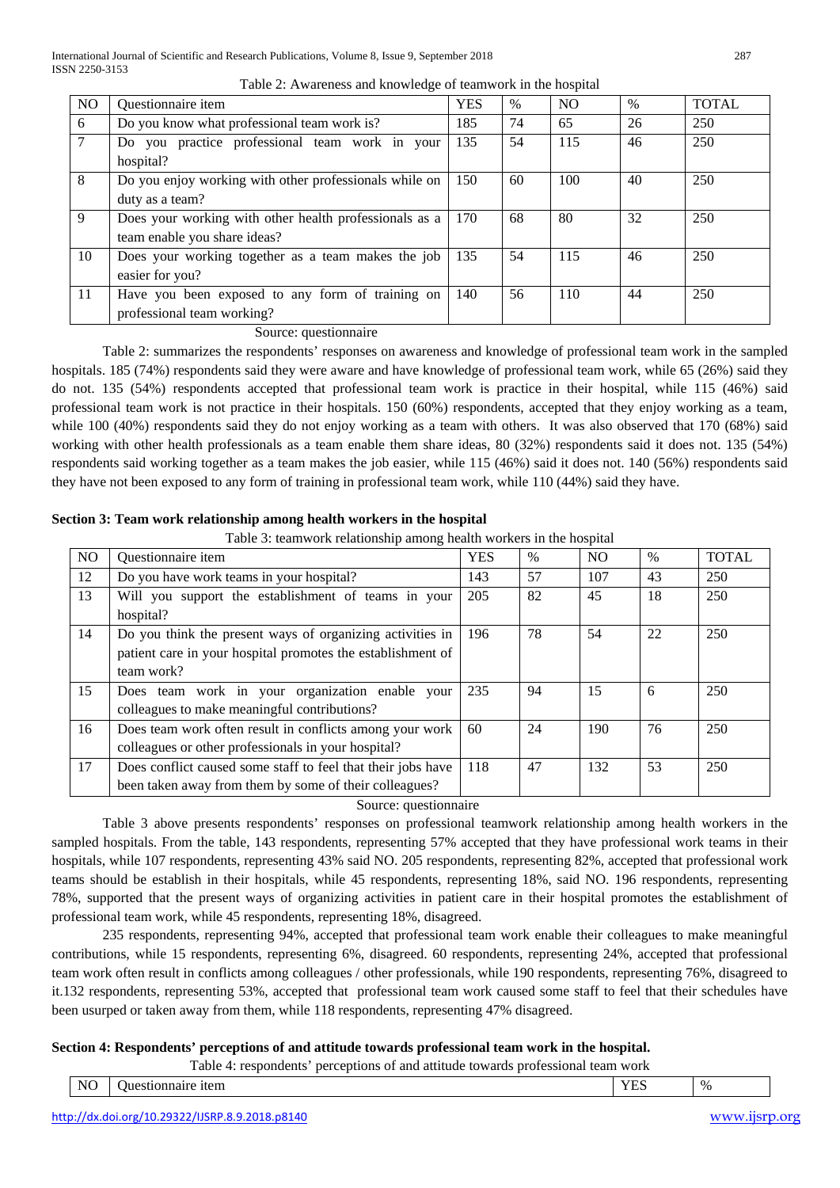Table 2: Awareness and knowledge of teamwork in the hospital

| NO | Questionnaire item | YES | % | NO | % | TOTAL |
|---|---|---|---|---|---|---|
| 6 | Do you know what professional team work is? | 185 | 74 | 65 | 26 | 250 |
| 7 | Do you practice professional team work in your hospital? | 135 | 54 | 115 | 46 | 250 |
| 8 | Do you enjoy working with other professionals while on duty as a team? | 150 | 60 | 100 | 40 | 250 |
| 9 | Does your working with other health professionals as a team enable you share ideas? | 170 | 68 | 80 | 32 | 250 |
| 10 | Does your working together as a team makes the job easier for you? | 135 | 54 | 115 | 46 | 250 |
| 11 | Have you been exposed to any form of training on professional team working? | 140 | 56 | 110 | 44 | 250 |

Source: questionnaire

Table 2: summarizes the respondents' responses on awareness and knowledge of professional team work in the sampled hospitals. 185 (74%) respondents said they were aware and have knowledge of professional team work, while 65 (26%) said they do not. 135 (54%) respondents accepted that professional team work is practice in their hospital, while 115 (46%) said professional team work is not practice in their hospitals. 150 (60%) respondents, accepted that they enjoy working as a team, while 100 (40%) respondents said they do not enjoy working as a team with others. It was also observed that 170 (68%) said working with other health professionals as a team enable them share ideas, 80 (32%) respondents said it does not. 135 (54%) respondents said working together as a team makes the job easier, while 115 (46%) said it does not. 140 (56%) respondents said they have not been exposed to any form of training in professional team work, while 110 (44%) said they have.

**Section 3: Team work relationship among health workers in the hospital**

Table 3: teamwork relationship among health workers in the hospital

| NO | Questionnaire item | YES | % | NO | % | TOTAL |
|---|---|---|---|---|---|---|
| 12 | Do you have work teams in your hospital? | 143 | 57 | 107 | 43 | 250 |
| 13 | Will you support the establishment of teams in your hospital? | 205 | 82 | 45 | 18 | 250 |
| 14 | Do you think the present ways of organizing activities in patient care in your hospital promotes the establishment of team work? | 196 | 78 | 54 | 22 | 250 |
| 15 | Does team work in your organization enable your colleagues to make meaningful contributions? | 235 | 94 | 15 | 6 | 250 |
| 16 | Does team work often result in conflicts among your work colleagues or other professionals in your hospital? | 60 | 24 | 190 | 76 | 250 |
| 17 | Does conflict caused some staff to feel that their jobs have been taken away from them by some of their colleagues? | 118 | 47 | 132 | 53 | 250 |

Source: questionnaire

Table 3 above presents respondents' responses on professional teamwork relationship among health workers in the sampled hospitals. From the table, 143 respondents, representing 57% accepted that they have professional work teams in their hospitals, while 107 respondents, representing 43% said NO. 205 respondents, representing 82%, accepted that professional work teams should be establish in their hospitals, while 45 respondents, representing 18%, said NO. 196 respondents, representing 78%, supported that the present ways of organizing activities in patient care in their hospital promotes the establishment of professional team work, while 45 respondents, representing 18%, disagreed.

235 respondents, representing 94%, accepted that professional team work enable their colleagues to make meaningful contributions, while 15 respondents, representing 6%, disagreed. 60 respondents, representing 24%, accepted that professional team work often result in conflicts among colleagues / other professionals, while 190 respondents, representing 76%, disagreed to it.132 respondents, representing 53%, accepted that professional team work caused some staff to feel that their schedules have been usurped or taken away from them, while 118 respondents, representing 47% disagreed.

**Section 4: Respondents' perceptions of and attitude towards professional team work in the hospital.**

Table 4: respondents' perceptions of and attitude towards professional team work

| NO | Questionnaire item | YES | % |
|---|---|---|---|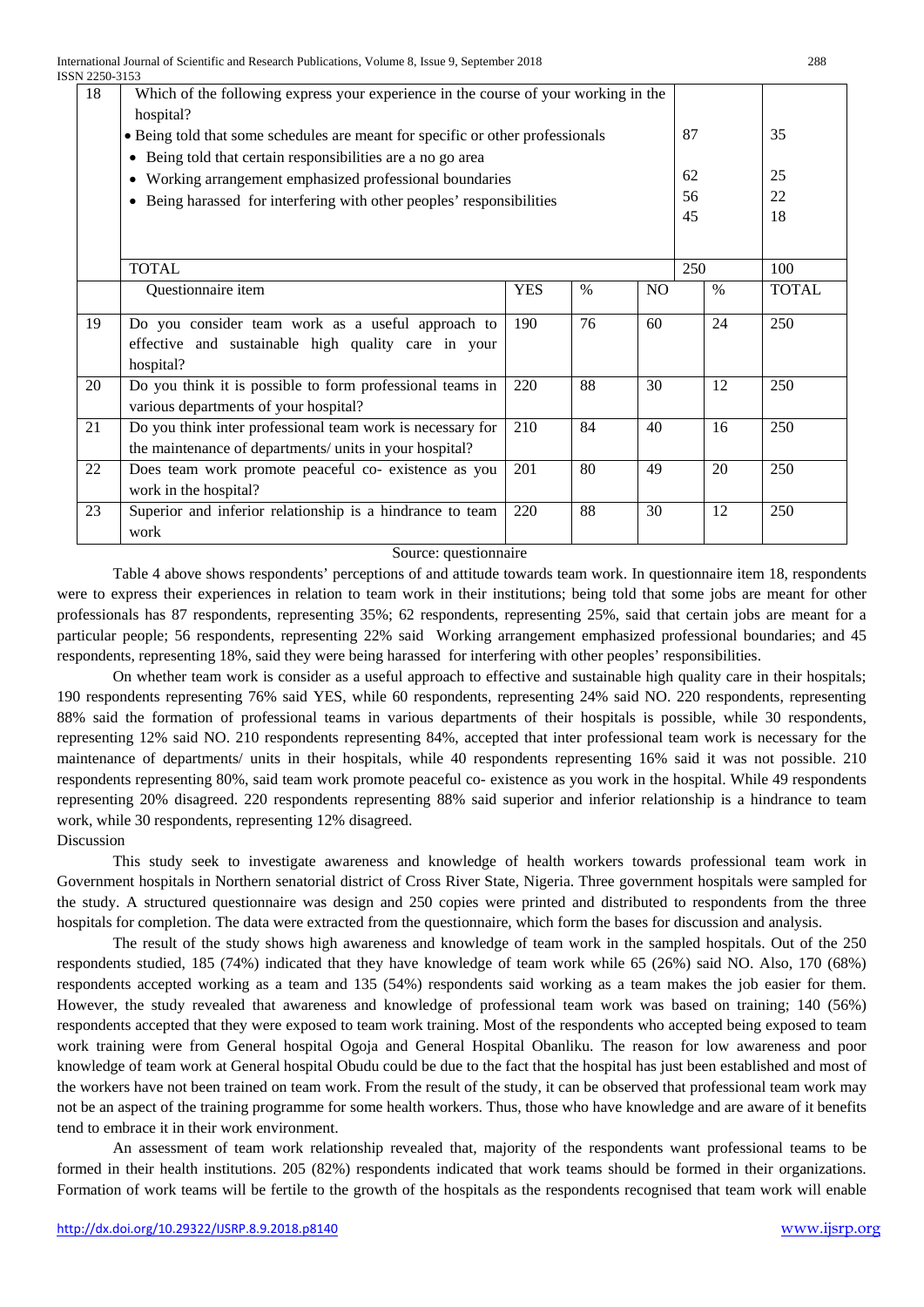| 18 | Which of the following express your experience in the course of your working in the hospital?<br>• Being told that some schedules are meant for specific or other professionals<br>• Being told that certain responsibilities are a no go area<br>• Working arrangement emphasized professional boundaries<br>• Being harassed for interfering with other peoples' responsibilities | | | 87<br>62<br>56<br>45 | | 35<br>25<br>22<br>18 |
|---|---|---|---|---|---|---|
| | TOTAL | | | 250 | | 100 |
| | Questionnaire item | YES | % | NO | % | TOTAL |
| 19 | Do you consider team work as a useful approach to effective and sustainable high quality care in your hospital? | 190 | 76 | 60 | 24 | 250 |
| 20 | Do you think it is possible to form professional teams in various departments of your hospital? | 220 | 88 | 30 | 12 | 250 |
| 21 | Do you think inter professional team work is necessary for the maintenance of departments/ units in your hospital? | 210 | 84 | 40 | 16 | 250 |
| 22 | Does team work promote peaceful co- existence as you work in the hospital? | 201 | 80 | 49 | 20 | 250 |
| 23 | Superior and inferior relationship is a hindrance to team work | 220 | 88 | 30 | 12 | 250 |

Source: questionnaire

Table 4 above shows respondents' perceptions of and attitude towards team work. In questionnaire item 18, respondents were to express their experiences in relation to team work in their institutions; being told that some jobs are meant for other professionals has 87 respondents, representing 35%; 62 respondents, representing 25%, said that certain jobs are meant for a particular people; 56 respondents, representing 22% said Working arrangement emphasized professional boundaries; and 45 respondents, representing 18%, said they were being harassed for interfering with other peoples' responsibilities.

On whether team work is consider as a useful approach to effective and sustainable high quality care in their hospitals; 190 respondents representing 76% said YES, while 60 respondents, representing 24% said NO. 220 respondents, representing 88% said the formation of professional teams in various departments of their hospitals is possible, while 30 respondents, representing 12% said NO. 210 respondents representing 84%, accepted that inter professional team work is necessary for the maintenance of departments/ units in their hospitals, while 40 respondents representing 16% said it was not possible. 210 respondents representing 80%, said team work promote peaceful co- existence as you work in the hospital. While 49 respondents representing 20% disagreed. 220 respondents representing 88% said superior and inferior relationship is a hindrance to team work, while 30 respondents, representing 12% disagreed.

## Discussion

This study seek to investigate awareness and knowledge of health workers towards professional team work in Government hospitals in Northern senatorial district of Cross River State, Nigeria. Three government hospitals were sampled for the study. A structured questionnaire was design and 250 copies were printed and distributed to respondents from the three hospitals for completion. The data were extracted from the questionnaire, which form the bases for discussion and analysis.

The result of the study shows high awareness and knowledge of team work in the sampled hospitals. Out of the 250 respondents studied, 185 (74%) indicated that they have knowledge of team work while 65 (26%) said NO. Also, 170 (68%) respondents accepted working as a team and 135 (54%) respondents said working as a team makes the job easier for them. However, the study revealed that awareness and knowledge of professional team work was based on training; 140 (56%) respondents accepted that they were exposed to team work training. Most of the respondents who accepted being exposed to team work training were from General hospital Ogoja and General Hospital Obanliku. The reason for low awareness and poor knowledge of team work at General hospital Obudu could be due to the fact that the hospital has just been established and most of the workers have not been trained on team work. From the result of the study, it can be observed that professional team work may not be an aspect of the training programme for some health workers. Thus, those who have knowledge and are aware of it benefits tend to embrace it in their work environment.

An assessment of team work relationship revealed that, majority of the respondents want professional teams to be formed in their health institutions. 205 (82%) respondents indicated that work teams should be formed in their organizations. Formation of work teams will be fertile to the growth of the hospitals as the respondents recognised that team work will enable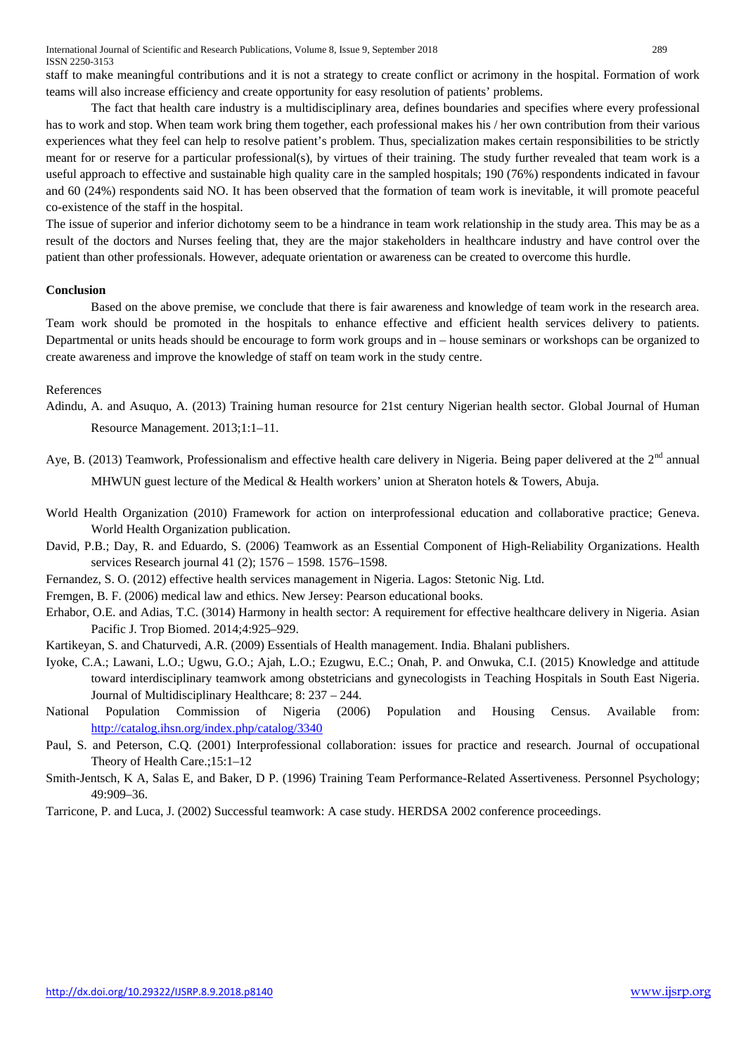staff to make meaningful contributions and it is not a strategy to create conflict or acrimony in the hospital. Formation of work teams will also increase efficiency and create opportunity for easy resolution of patients' problems.

The fact that health care industry is a multidisciplinary area, defines boundaries and specifies where every professional has to work and stop. When team work bring them together, each professional makes his / her own contribution from their various experiences what they feel can help to resolve patient's problem. Thus, specialization makes certain responsibilities to be strictly meant for or reserve for a particular professional(s), by virtues of their training. The study further revealed that team work is a useful approach to effective and sustainable high quality care in the sampled hospitals; 190 (76%) respondents indicated in favour and 60 (24%) respondents said NO. It has been observed that the formation of team work is inevitable, it will promote peaceful co-existence of the staff in the hospital.

The issue of superior and inferior dichotomy seem to be a hindrance in team work relationship in the study area. This may be as a result of the doctors and Nurses feeling that, they are the major stakeholders in healthcare industry and have control over the patient than other professionals. However, adequate orientation or awareness can be created to overcome this hurdle.

**Conclusion**

Based on the above premise, we conclude that there is fair awareness and knowledge of team work in the research area. Team work should be promoted in the hospitals to enhance effective and efficient health services delivery to patients. Departmental or units heads should be encourage to form work groups and in – house seminars or workshops can be organized to create awareness and improve the knowledge of staff on team work in the study centre.

References

Adindu, A. and Asuquo, A. (2013) Training human resource for 21st century Nigerian health sector. Global Journal of Human Resource Management. 2013;1:1–11.

Aye, B. (2013) Teamwork, Professionalism and effective health care delivery in Nigeria. Being paper delivered at the 2nd annual MHWUN guest lecture of the Medical & Health workers' union at Sheraton hotels & Towers, Abuja.

World Health Organization (2010) Framework for action on interprofessional education and collaborative practice; Geneva. World Health Organization publication.

David, P.B.; Day, R. and Eduardo, S. (2006) Teamwork as an Essential Component of High-Reliability Organizations. Health services Research journal 41 (2); 1576 – 1598. 1576–1598.

Fernandez, S. O. (2012) effective health services management in Nigeria. Lagos: Stetonic Nig. Ltd.

Fremgen, B. F. (2006) medical law and ethics. New Jersey: Pearson educational books.

Erhabor, O.E. and Adias, T.C. (3014) Harmony in health sector: A requirement for effective healthcare delivery in Nigeria. Asian Pacific J. Trop Biomed. 2014;4:925–929.

Kartikeyan, S. and Chaturvedi, A.R. (2009) Essentials of Health management. India. Bhalani publishers.

Iyoke, C.A.; Lawani, L.O.; Ugwu, G.O.; Ajah, L.O.; Ezugwu, E.C.; Onah, P. and Onwuka, C.I. (2015) Knowledge and attitude toward interdisciplinary teamwork among obstetricians and gynecologists in Teaching Hospitals in South East Nigeria. Journal of Multidisciplinary Healthcare; 8: 237 – 244.

National Population Commission of Nigeria (2006) Population and Housing Census. Available from: http://catalog.ihsn.org/index.php/catalog/3340

Paul, S. and Peterson, C.Q. (2001) Interprofessional collaboration: issues for practice and research. Journal of occupational Theory of Health Care.;15:1–12

Smith-Jentsch, K A, Salas E, and Baker, D P. (1996) Training Team Performance-Related Assertiveness. Personnel Psychology; 49:909–36.

Tarricone, P. and Luca, J. (2002) Successful teamwork: A case study. HERDSA 2002 conference proceedings.